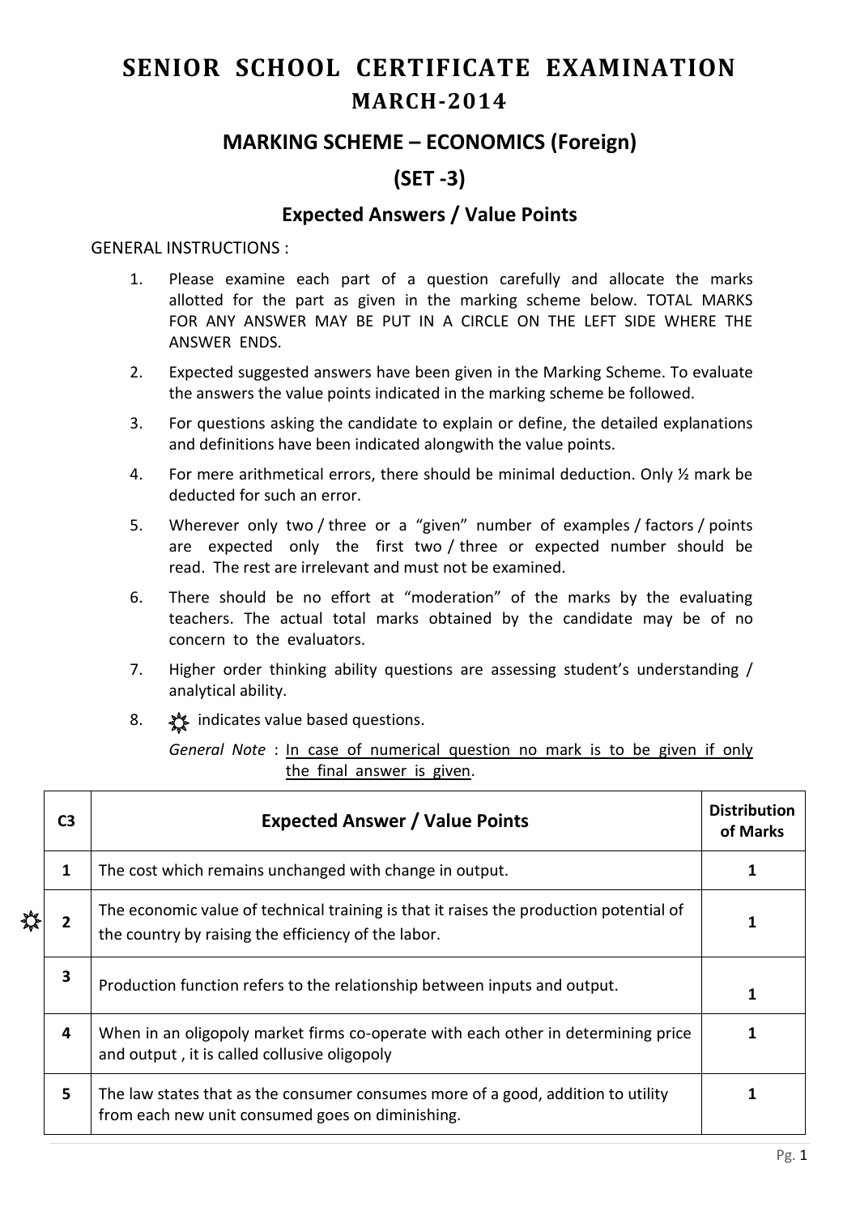# SENIOR SCHOOL CERTIFICATE EXAMINATION
## MARCH-2014

## MARKING SCHEME – ECONOMICS (Foreign)

## (SET -3)

### Expected Answers / Value Points

GENERAL INSTRUCTIONS :

1. Please examine each part of a question carefully and allocate the marks allotted for the part as given in the marking scheme below. TOTAL MARKS FOR ANY ANSWER MAY BE PUT IN A CIRCLE ON THE LEFT SIDE WHERE THE ANSWER ENDS.
2. Expected suggested answers have been given in the Marking Scheme. To evaluate the answers the value points indicated in the marking scheme be followed.
3. For questions asking the candidate to explain or define, the detailed explanations and definitions have been indicated alongwith the value points.
4. For mere arithmetical errors, there should be minimal deduction. Only ½ mark be deducted for such an error.
5. Wherever only two / three or a "given" number of examples / factors / points are expected only the first two / three or expected number should be read. The rest are irrelevant and must not be examined.
6. There should be no effort at "moderation" of the marks by the evaluating teachers. The actual total marks obtained by the candidate may be of no concern to the evaluators.
7. Higher order thinking ability questions are assessing student's understanding / analytical ability.
8. ☼ indicates value based questions.

*General Note* : In case of numerical question no mark is to be given if only the final answer is given.

| C3 | Expected Answer / Value Points | Distribution of Marks |
|---|---|---|
| 1 | The cost which remains unchanged with change in output. | 1 |
| ☼ 2 | The economic value of technical training is that it raises the production potential of the country by raising the efficiency of the labor. | 1 |
| 3 | Production function refers to the relationship between inputs and output. | 1 |
| 4 | When in an oligopoly market firms co-operate with each other in determining price and output , it is called collusive oligopoly | 1 |
| 5 | The law states that as the consumer consumes more of a good, addition to utility from each new unit consumed goes on diminishing. | 1 |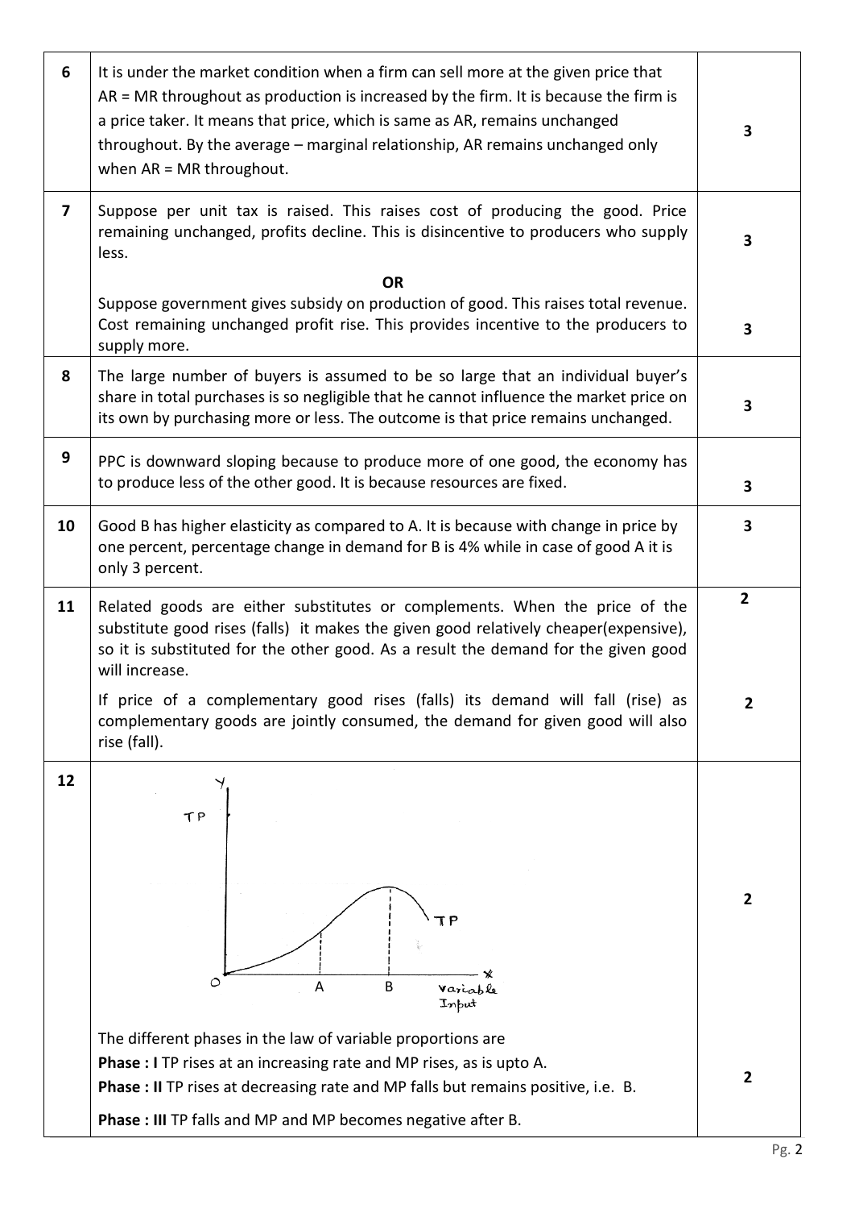| | | |
|---|---|---|
| 6 | It is under the market condition when a firm can sell more at the given price that AR = MR throughout as production is increased by the firm. It is because the firm is a price taker. It means that price, which is same as AR, remains unchanged throughout. By the average – marginal relationship, AR remains unchanged only when AR = MR throughout. | 3 |
| 7 | Suppose per unit tax is raised. This raises cost of producing the good. Price remaining unchanged, profits decline. This is disincentive to producers who supply less. | 3 |
| | **OR** Suppose government gives subsidy on production of good. This raises total revenue. Cost remaining unchanged profit rise. This provides incentive to the producers to supply more. | 3 |
| 8 | The large number of buyers is assumed to be so large that an individual buyer's share in total purchases is so negligible that he cannot influence the market price on its own by purchasing more or less. The outcome is that price remains unchanged. | 3 |
| 9 | PPC is downward sloping because to produce more of one good, the economy has to produce less of the other good. It is because resources are fixed. | 3 |
| 10 | Good B has higher elasticity as compared to A. It is because with change in price by one percent, percentage change in demand for B is 4% while in case of good A it is only 3 percent. | 3 |
| 11 | Related goods are either substitutes or complements. When the price of the substitute good rises (falls) it makes the given good relatively cheaper(expensive), so it is substituted for the other good. As a result the demand for the given good will increase. | 2 |
| | If price of a complementary good rises (falls) its demand will fall (rise) as complementary goods are jointly consumed, the demand for given good will also rise (fall). | 2 |
| 12 | [Diagram: TP curve against Variable Input (X-axis), Y-axis TP, with points O, A, B marked] | 2 |
| | The different phases in the law of variable proportions are<br>**Phase : I** TP rises at an increasing rate and MP rises, as is upto A.<br>**Phase : II** TP rises at decreasing rate and MP falls but remains positive, i.e. B.<br>**Phase : III** TP falls and MP and MP becomes negative after B. | 2 |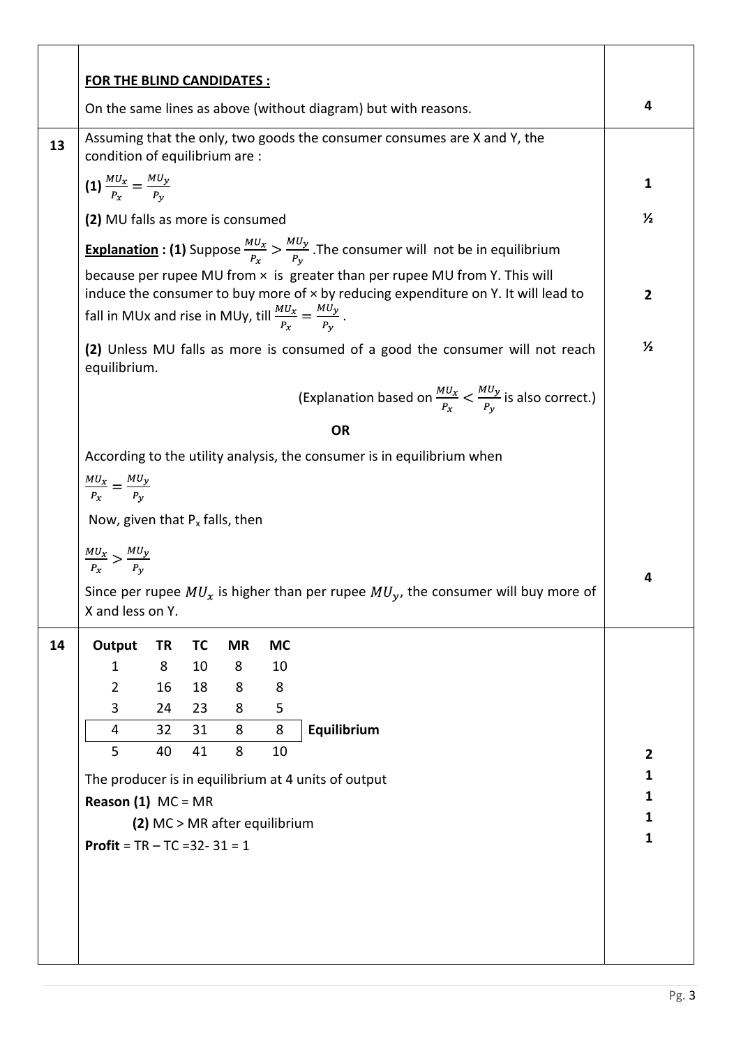| | | |
|---|---|---|
| | **FOR THE BLIND CANDIDATES :**<br><br>On the same lines as above (without diagram) but with reasons. | 4 |
| 13 | Assuming that the only, two goods the consumer consumes are X and Y, the condition of equilibrium are :<br><br>**(1)** $\frac{MU_x}{P_x} = \frac{MU_y}{P_y}$<br><br>**(2)** MU falls as more is consumed<br><br>**Explanation : (1)** Suppose $\frac{MU_x}{P_x} > \frac{MU_y}{P_y}$ .The consumer will not be in equilibrium because per rupee MU from × is greater than per rupee MU from Y. This will induce the consumer to buy more of × by reducing expenditure on Y. It will lead to fall in MUx and rise in MUy, till $\frac{MU_x}{P_x} = \frac{MU_y}{P_y}$ .<br><br>**(2)** Unless MU falls as more is consumed of a good the consumer will not reach equilibrium.<br><br>(Explanation based on $\frac{MU_x}{P_x} < \frac{MU_y}{P_y}$ is also correct.)<br><br>**OR**<br><br>According to the utility analysis, the consumer is in equilibrium when<br><br>$\frac{MU_x}{P_x} = \frac{MU_y}{P_y}$<br><br>Now, given that $P_x$ falls, then<br><br>$\frac{MU_x}{P_x} > \frac{MU_y}{P_y}$<br><br>Since per rupee $MU_x$ is higher than per rupee $MU_y$, the consumer will buy more of X and less on Y. | 1<br><br>½<br><br>2<br><br>½<br><br><br><br>4 |
| 14 | **Output / TR / TC / MR / MC**<br>1 / 8 / 10 / 8 / 10<br>2 / 16 / 18 / 8 / 8<br>3 / 24 / 23 / 8 / 5<br>4 / 32 / 31 / 8 / 8 — **Equilibrium**<br>5 / 40 / 41 / 8 / 10<br><br>The producer is in equilibrium at 4 units of output<br><br>**Reason (1)** MC = MR<br><br>**(2)** MC > MR after equilibrium<br><br>**Profit** = TR – TC =32- 31 = 1 | 2<br>1<br>1<br>1<br>1 |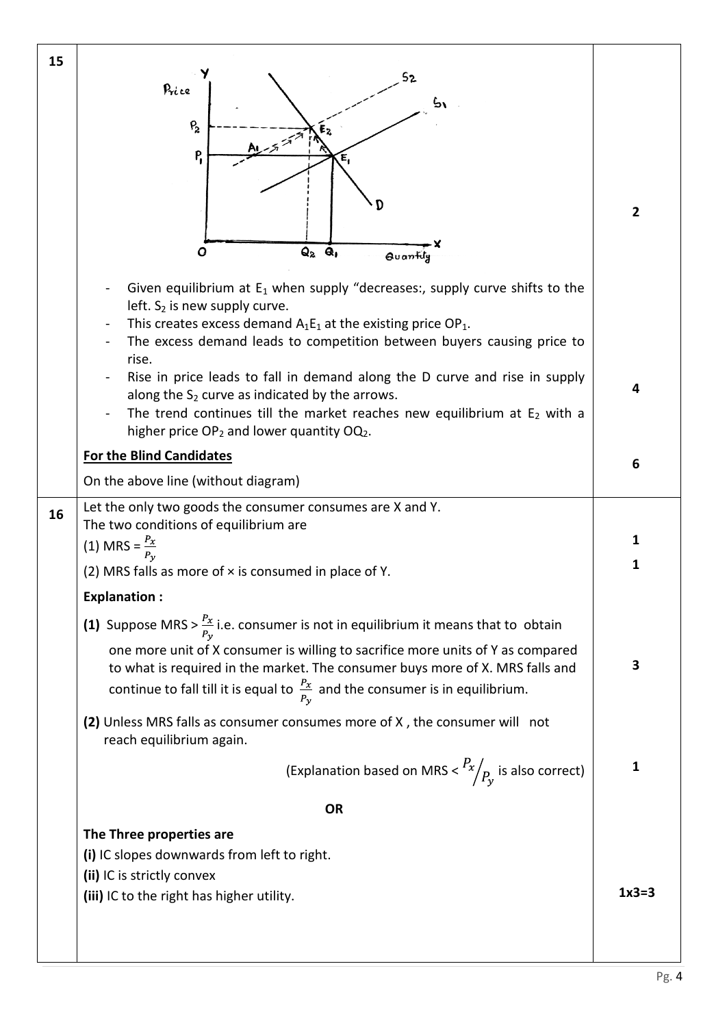| | | |
|---|---|---|
| 15 | - Given equilibrium at $E_1$ when supply "decreases:, supply curve shifts to the left. $S_2$ is new supply curve.<br>- This creates excess demand $A_1E_1$ at the existing price $OP_1$.<br>- The excess demand leads to competition between buyers causing price to rise.<br>- Rise in price leads to fall in demand along the D curve and rise in supply along the $S_2$ curve as indicated by the arrows.<br>- The trend continues till the market reaches new equilibrium at $E_2$ with a higher price $OP_2$ and lower quantity $OQ_2$. | 2<br><br>4 |
| | **For the Blind Candidates**<br>On the above line (without diagram) | 6 |
| 16 | Let the only two goods the consumer consumes are X and Y.<br>The two conditions of equilibrium are<br>(1) MRS = $\frac{P_x}{P_y}$<br>(2) MRS falls as more of × is consumed in place of Y. | 1<br>1 |
| | **Explanation :**<br>**(1)** Suppose MRS > $\frac{P_x}{P_y}$ i.e. consumer is not in equilibrium it means that to obtain one more unit of X consumer is willing to sacrifice more units of Y as compared to what is required in the market. The consumer buys more of X. MRS falls and continue to fall till it is equal to $\frac{P_x}{P_y}$ and the consumer is in equilibrium. | 3 |
| | **(2)** Unless MRS falls as consumer consumes more of X , the consumer will not reach equilibrium again.<br>(Explanation based on MRS < $P_x/P_y$ is also correct) | 1 |
| | **OR** | |
| | **The Three properties are**<br>**(i)** IC slopes downwards from left to right.<br>**(ii)** IC is strictly convex<br>**(iii)** IC to the right has higher utility. | 1x3=3 |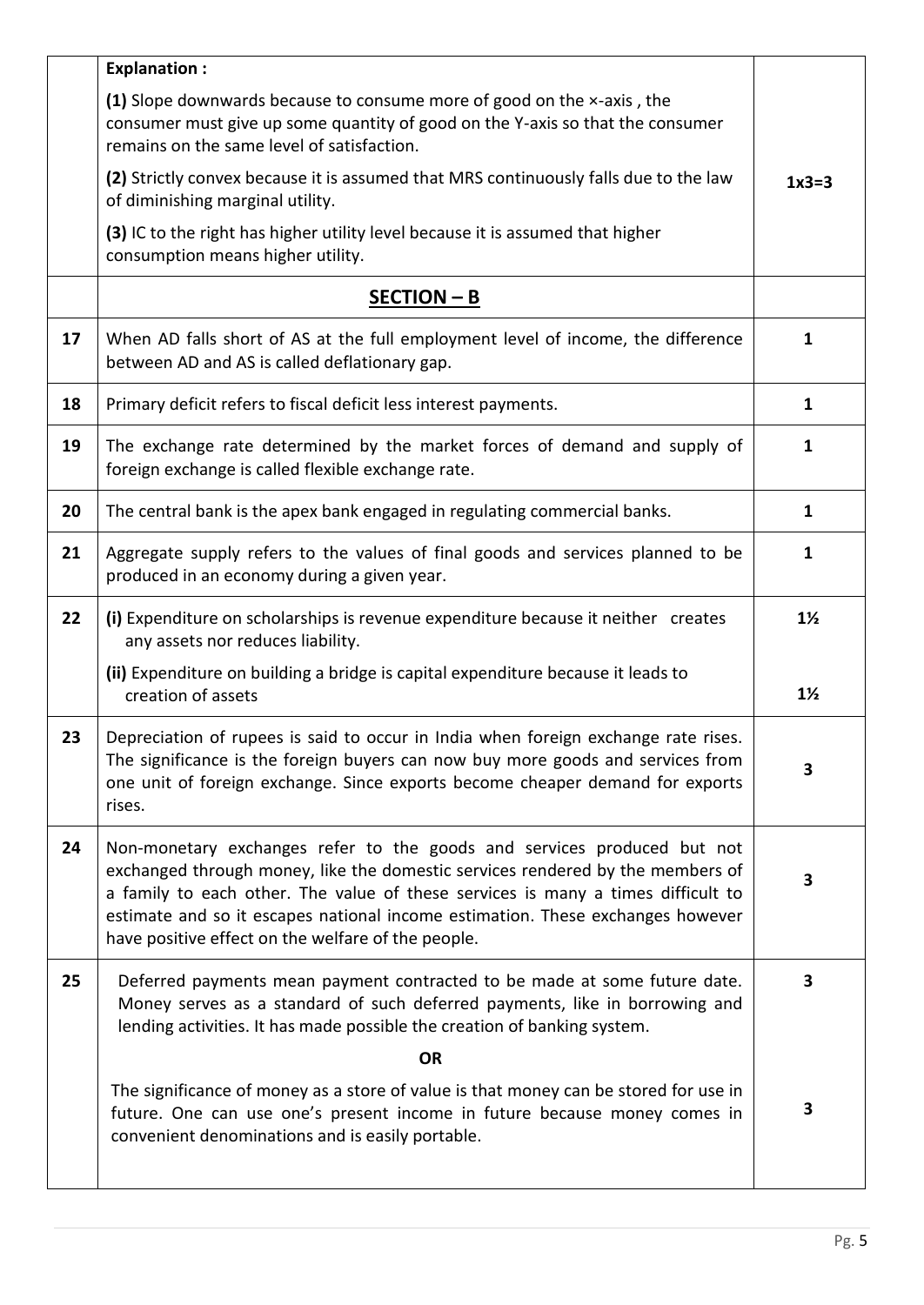| | | |
|---|---|---|
| | **Explanation :**<br><br>**(1)** Slope downwards because to consume more of good on the ×-axis , the consumer must give up some quantity of good on the Y-axis so that the consumer remains on the same level of satisfaction.<br><br>**(2)** Strictly convex because it is assumed that MRS continuously falls due to the law of diminishing marginal utility.<br><br>**(3)** IC to the right has higher utility level because it is assumed that higher consumption means higher utility. | **1x3=3** |
| | **SECTION – B** | |
| **17** | When AD falls short of AS at the full employment level of income, the difference between AD and AS is called deflationary gap. | **1** |
| **18** | Primary deficit refers to fiscal deficit less interest payments. | **1** |
| **19** | The exchange rate determined by the market forces of demand and supply of foreign exchange is called flexible exchange rate. | **1** |
| **20** | The central bank is the apex bank engaged in regulating commercial banks. | **1** |
| **21** | Aggregate supply refers to the values of final goods and services planned to be produced in an economy during a given year. | **1** |
| **22** | **(i)** Expenditure on scholarships is revenue expenditure because it neither creates any assets nor reduces liability.<br><br>**(ii)** Expenditure on building a bridge is capital expenditure because it leads to creation of assets | **1½**<br><br>**1½** |
| **23** | Depreciation of rupees is said to occur in India when foreign exchange rate rises. The significance is the foreign buyers can now buy more goods and services from one unit of foreign exchange. Since exports become cheaper demand for exports rises. | **3** |
| **24** | Non-monetary exchanges refer to the goods and services produced but not exchanged through money, like the domestic services rendered by the members of a family to each other. The value of these services is many a times difficult to estimate and so it escapes national income estimation. These exchanges however have positive effect on the welfare of the people. | **3** |
| **25** | Deferred payments mean payment contracted to be made at some future date. Money serves as a standard of such deferred payments, like in borrowing and lending activities. It has made possible the creation of banking system.<br><br>**OR**<br><br>The significance of money as a store of value is that money can be stored for use in future. One can use one's present income in future because money comes in convenient denominations and is easily portable. | **3**<br><br><br><br>**3** |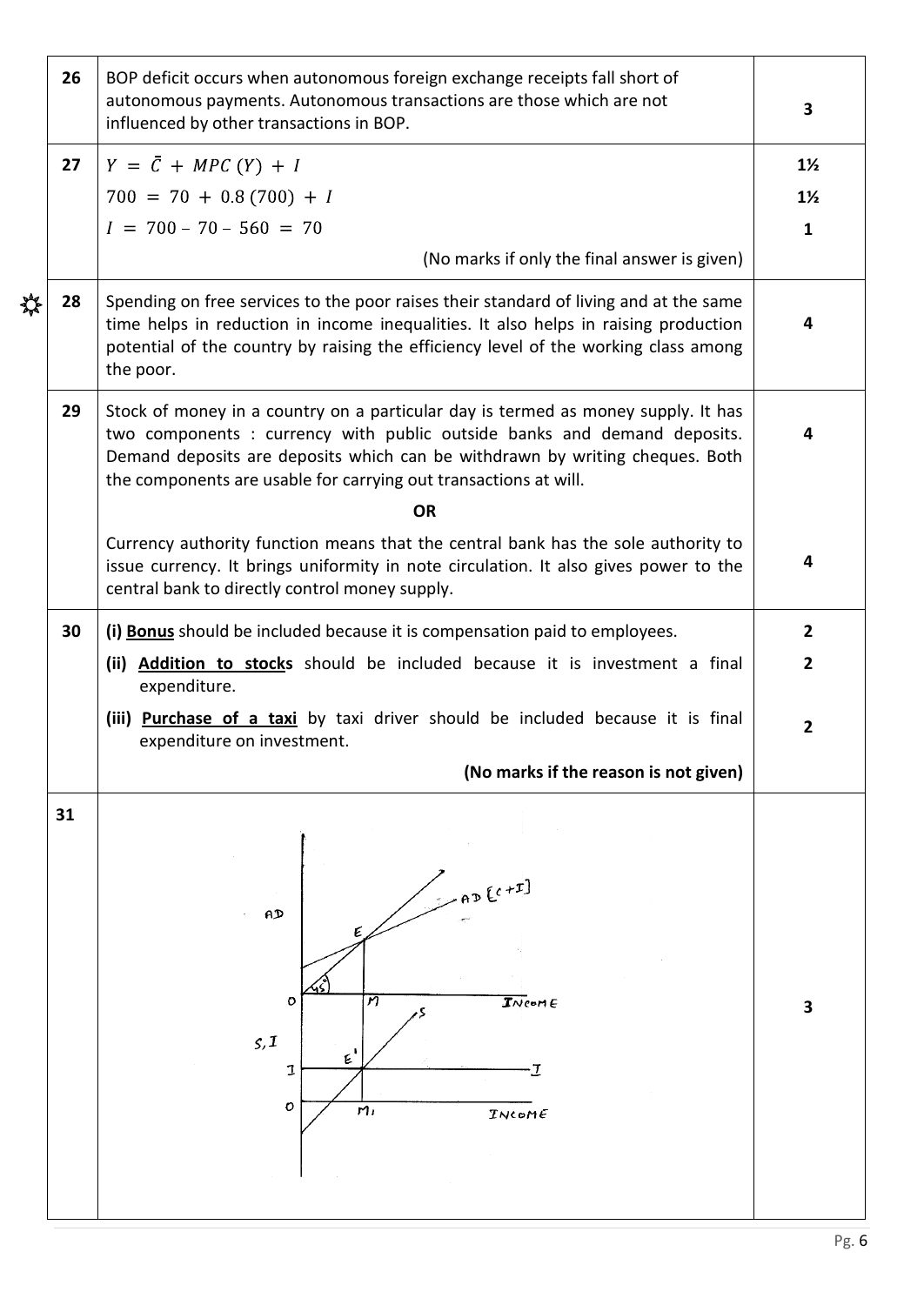| | | |
|---|---|---|
| 26 | BOP deficit occurs when autonomous foreign exchange receipts fall short of autonomous payments. Autonomous transactions are those which are not influenced by other transactions in BOP. | 3 |
| 27 | $Y = \bar{C} + MPC\,(Y) + I$ <br> $700 = 70 + 0.8\,(700) + I$ <br> $I = 700 - 70 - 560 = 70$ <br> (No marks if only the final answer is given) | 1½ <br> 1½ <br> 1 |
| 28 | Spending on free services to the poor raises their standard of living and at the same time helps in reduction in income inequalities. It also helps in raising production potential of the country by raising the efficiency level of the working class among the poor. | 4 |
| 29 | Stock of money in a country on a particular day is termed as money supply. It has two components : currency with public outside banks and demand deposits. Demand deposits are deposits which can be withdrawn by writing cheques. Both the components are usable for carrying out transactions at will. <br> **OR** <br> Currency authority function means that the central bank has the sole authority to issue currency. It brings uniformity in note circulation. It also gives power to the central bank to directly control money supply. | 4 <br><br> 4 |
| 30 | (i) **Bonus** should be included because it is compensation paid to employees. <br> (ii) **Addition to stocks** should be included because it is investment a final expenditure. <br> (iii) **Purchase of a taxi** by taxi driver should be included because it is final expenditure on investment. <br> **(No marks if the reason is not given)** | 2 <br> 2 <br> 2 |
| 31 | AD, AD [C+I], E, 45°, O, M, INCOME, S, I, S,I, E', O, $M_1$, INCOME | 3 |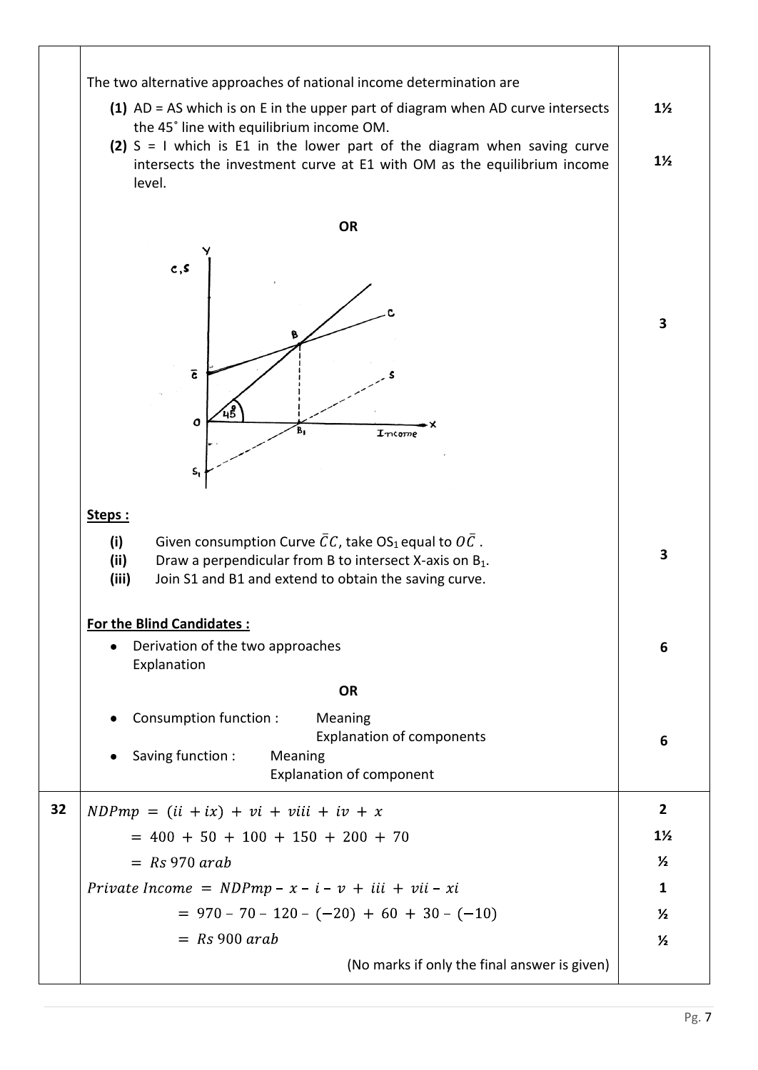| | | |
|---|---|---|
| | The two alternative approaches of national income determination are<br>**(1)** AD = AS which is on E in the upper part of diagram when AD curve intersects the 45˚ line with equilibrium income OM.<br>**(2)** S = I which is E1 in the lower part of the diagram when saving curve intersects the investment curve at E1 with OM as the equilibrium income level. | 1½<br><br>1½ |
| | **OR**<br><br>Y<br>C, S<br>C<br>B<br>$\bar{c}$<br>S<br>45°<br>O<br>$B_1$<br>X<br>Income<br>$S_1$ | 3 |
| | **Steps :**<br>**(i)** Given consumption Curve $\bar{C}C$, take $OS_1$ equal to $O\bar{C}$ .<br>**(ii)** Draw a perpendicular from B to intersect X-axis on $B_1$.<br>**(iii)** Join S1 and B1 and extend to obtain the saving curve. | 3 |
| | **For the Blind Candidates :**<br>• Derivation of the two approaches<br>Explanation | 6 |
| | **OR**<br>• Consumption function : Meaning<br>Explanation of components<br>• Saving function : Meaning<br>Explanation of component | 6 |
| 32 | $NDPmp = (ii + ix) + vi + viii + iv + x$ | 2 |
| | $= 400 + 50 + 100 + 150 + 200 + 70$ | 1½ |
| | $= Rs\ 970\ arab$ | ½ |
| | $Private\ Income = NDPmp - x - i - v + iii + vii - xi$ | 1 |
| | $= 970 - 70 - 120 - (-20) + 60 + 30 - (-10)$ | ½ |
| | $= Rs\ 900\ arab$ | ½ |
| | (No marks if only the final answer is given) | |